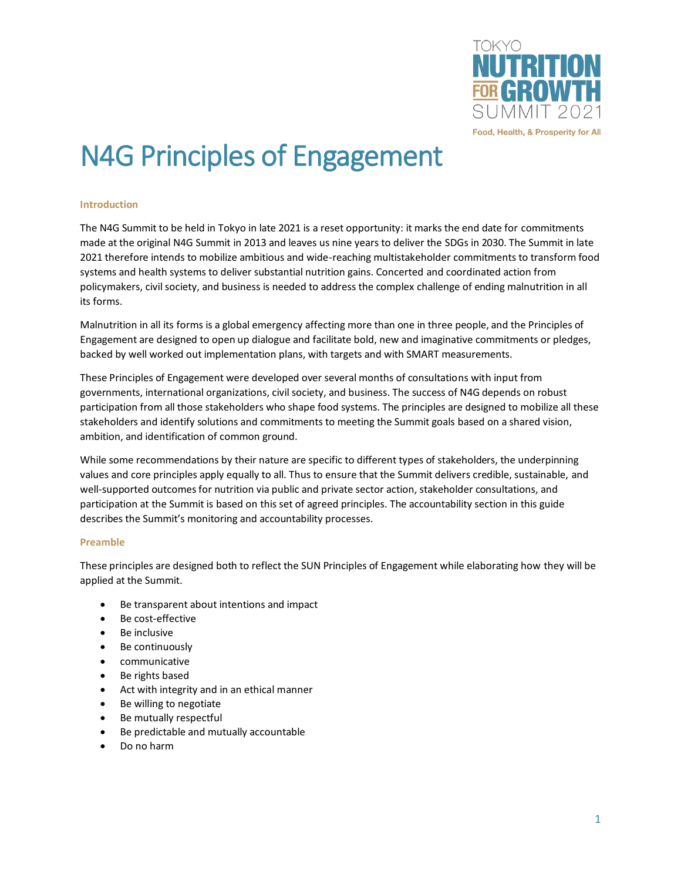TOKYO NUTRITION FOR GROWTH SUMMIT 2021

Food, Health, & Prosperity for All

# N4G Principles of Engagement

## Introduction

The N4G Summit to be held in Tokyo in late 2021 is a reset opportunity: it marks the end date for commitments made at the original N4G Summit in 2013 and leaves us nine years to deliver the SDGs in 2030. The Summit in late 2021 therefore intends to mobilize ambitious and wide-reaching multistakeholder commitments to transform food systems and health systems to deliver substantial nutrition gains. Concerted and coordinated action from policymakers, civil society, and business is needed to address the complex challenge of ending malnutrition in all its forms.

Malnutrition in all its forms is a global emergency affecting more than one in three people, and the Principles of Engagement are designed to open up dialogue and facilitate bold, new and imaginative commitments or pledges, backed by well worked out implementation plans, with targets and with SMART measurements.

These Principles of Engagement were developed over several months of consultations with input from governments, international organizations, civil society, and business. The success of N4G depends on robust participation from all those stakeholders who shape food systems. The principles are designed to mobilize all these stakeholders and identify solutions and commitments to meeting the Summit goals based on a shared vision, ambition, and identification of common ground.

While some recommendations by their nature are specific to different types of stakeholders, the underpinning values and core principles apply equally to all. Thus to ensure that the Summit delivers credible, sustainable, and well-supported outcomes for nutrition via public and private sector action, stakeholder consultations, and participation at the Summit is based on this set of agreed principles. The accountability section in this guide describes the Summit's monitoring and accountability processes.

## Preamble

These principles are designed both to reflect the SUN Principles of Engagement while elaborating how they will be applied at the Summit.

- Be transparent about intentions and impact
- Be cost-effective
- Be inclusive
- Be continuously
- communicative
- Be rights based
- Act with integrity and in an ethical manner
- Be willing to negotiate
- Be mutually respectful
- Be predictable and mutually accountable
- Do no harm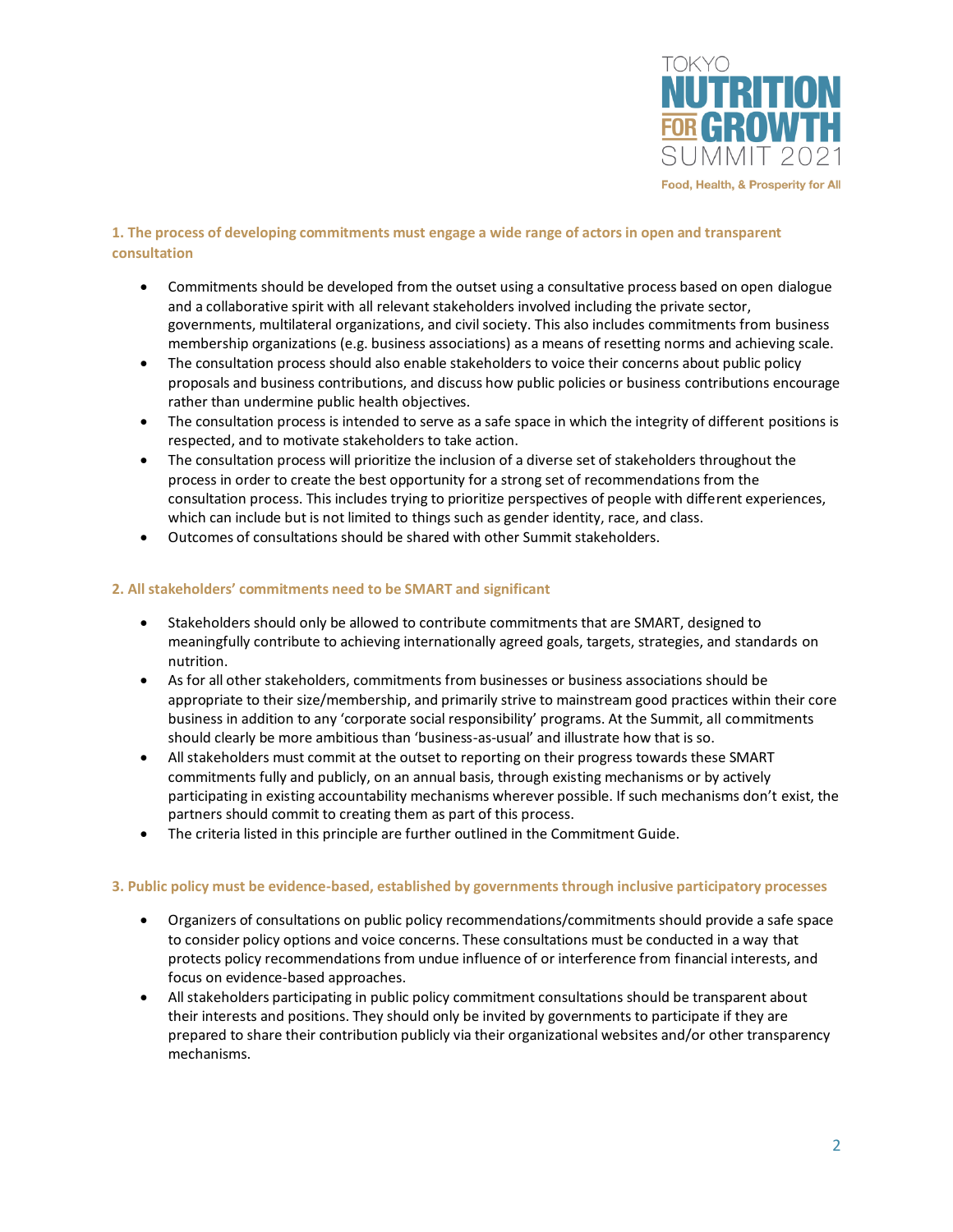### 1. The process of developing commitments must engage a wide range of actors in open and transparent consultation

- Commitments should be developed from the outset using a consultative process based on open dialogue and a collaborative spirit with all relevant stakeholders involved including the private sector, governments, multilateral organizations, and civil society. This also includes commitments from business membership organizations (e.g. business associations) as a means of resetting norms and achieving scale.
- The consultation process should also enable stakeholders to voice their concerns about public policy proposals and business contributions, and discuss how public policies or business contributions encourage rather than undermine public health objectives.
- The consultation process is intended to serve as a safe space in which the integrity of different positions is respected, and to motivate stakeholders to take action.
- The consultation process will prioritize the inclusion of a diverse set of stakeholders throughout the process in order to create the best opportunity for a strong set of recommendations from the consultation process. This includes trying to prioritize perspectives of people with different experiences, which can include but is not limited to things such as gender identity, race, and class.
- Outcomes of consultations should be shared with other Summit stakeholders.

### 2. All stakeholders' commitments need to be SMART and significant

- Stakeholders should only be allowed to contribute commitments that are SMART, designed to meaningfully contribute to achieving internationally agreed goals, targets, strategies, and standards on nutrition.
- As for all other stakeholders, commitments from businesses or business associations should be appropriate to their size/membership, and primarily strive to mainstream good practices within their core business in addition to any 'corporate social responsibility' programs. At the Summit, all commitments should clearly be more ambitious than 'business-as-usual' and illustrate how that is so.
- All stakeholders must commit at the outset to reporting on their progress towards these SMART commitments fully and publicly, on an annual basis, through existing mechanisms or by actively participating in existing accountability mechanisms wherever possible. If such mechanisms don't exist, the partners should commit to creating them as part of this process.
- The criteria listed in this principle are further outlined in the Commitment Guide.

### 3. Public policy must be evidence-based, established by governments through inclusive participatory processes

- Organizers of consultations on public policy recommendations/commitments should provide a safe space to consider policy options and voice concerns. These consultations must be conducted in a way that protects policy recommendations from undue influence of or interference from financial interests, and focus on evidence-based approaches.
- All stakeholders participating in public policy commitment consultations should be transparent about their interests and positions. They should only be invited by governments to participate if they are prepared to share their contribution publicly via their organizational websites and/or other transparency mechanisms.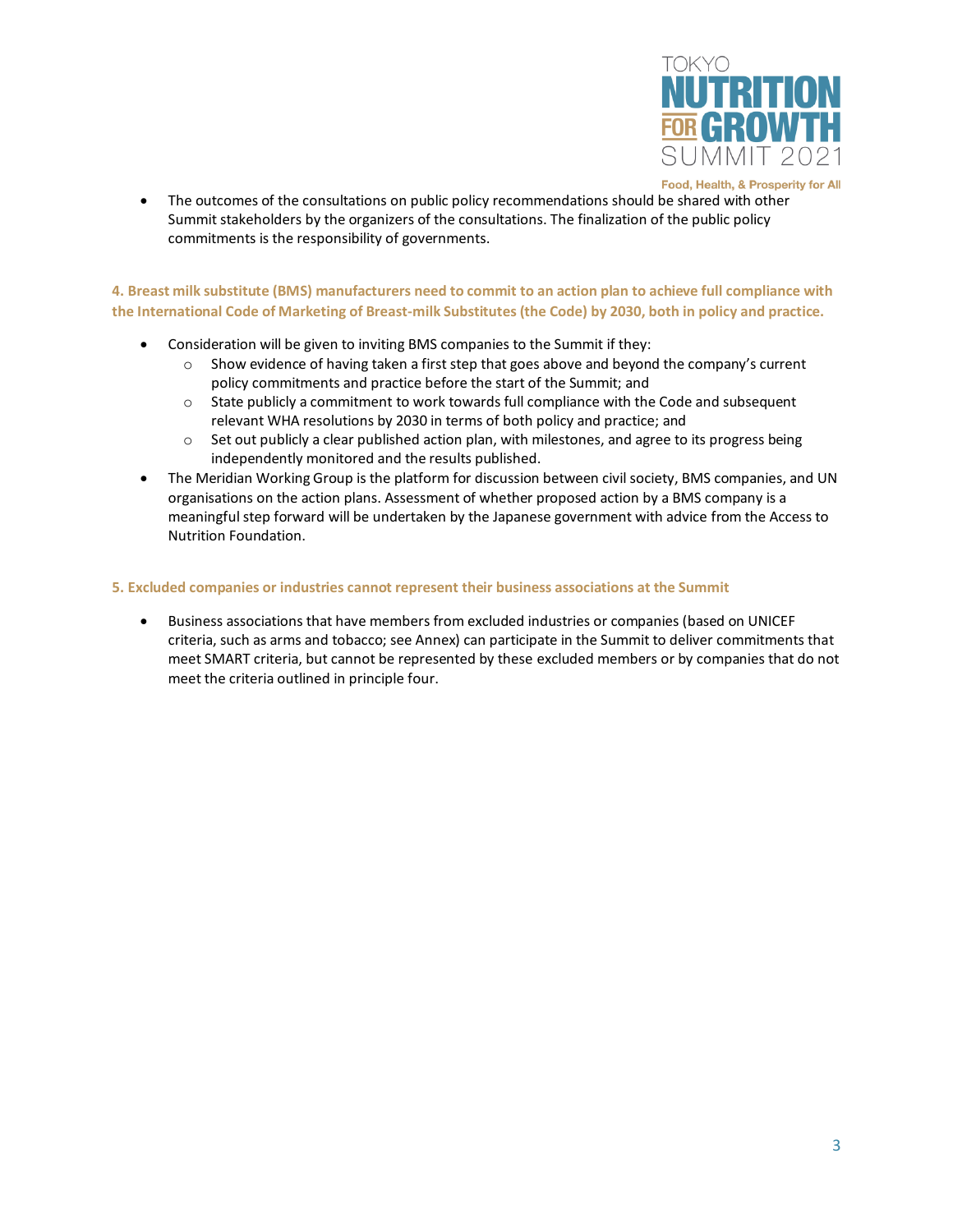- The outcomes of the consultations on public policy recommendations should be shared with other Summit stakeholders by the organizers of the consultations. The finalization of the public policy commitments is the responsibility of governments.

#### 4. Breast milk substitute (BMS) manufacturers need to commit to an action plan to achieve full compliance with the International Code of Marketing of Breast-milk Substitutes (the Code) by 2030, both in policy and practice.

- Consideration will be given to inviting BMS companies to the Summit if they:
  - Show evidence of having taken a first step that goes above and beyond the company's current policy commitments and practice before the start of the Summit; and
  - State publicly a commitment to work towards full compliance with the Code and subsequent relevant WHA resolutions by 2030 in terms of both policy and practice; and
  - Set out publicly a clear published action plan, with milestones, and agree to its progress being independently monitored and the results published.
- The Meridian Working Group is the platform for discussion between civil society, BMS companies, and UN organisations on the action plans. Assessment of whether proposed action by a BMS company is a meaningful step forward will be undertaken by the Japanese government with advice from the Access to Nutrition Foundation.

#### 5. Excluded companies or industries cannot represent their business associations at the Summit

- Business associations that have members from excluded industries or companies (based on UNICEF criteria, such as arms and tobacco; see Annex) can participate in the Summit to deliver commitments that meet SMART criteria, but cannot be represented by these excluded members or by companies that do not meet the criteria outlined in principle four.